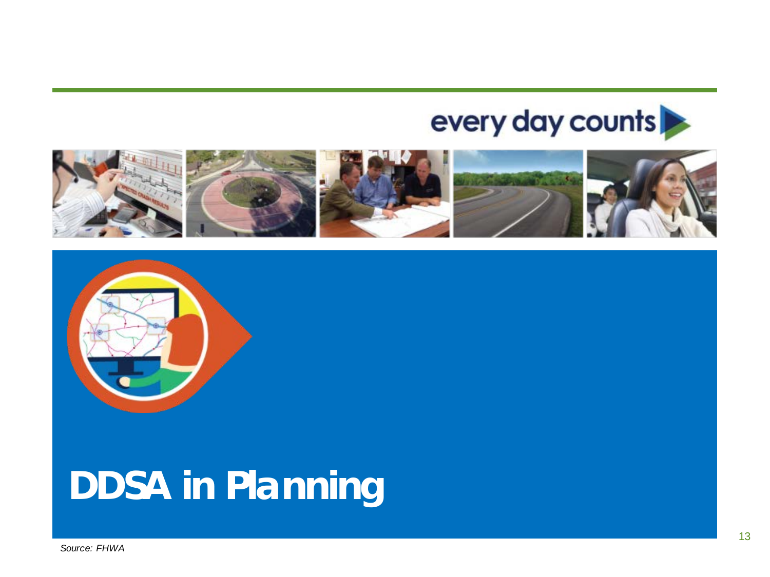every day counts

# DDSA in Planning

*Source: FHWA*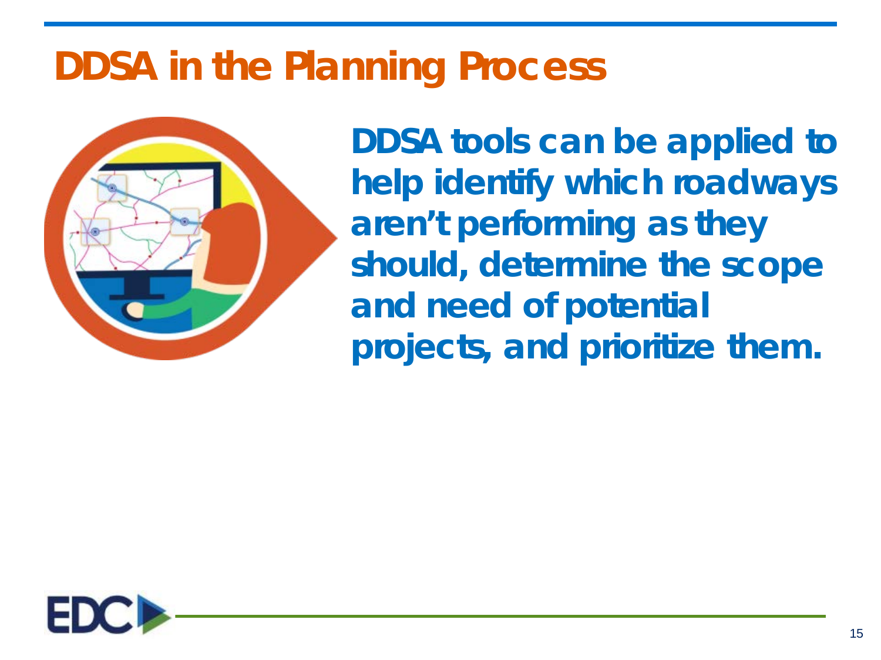# DDSA in the Planning Process

**DDSA tools can be applied to help identify which roadways aren't performing as they should, determine the scope and need of potential projects, and prioritize them.**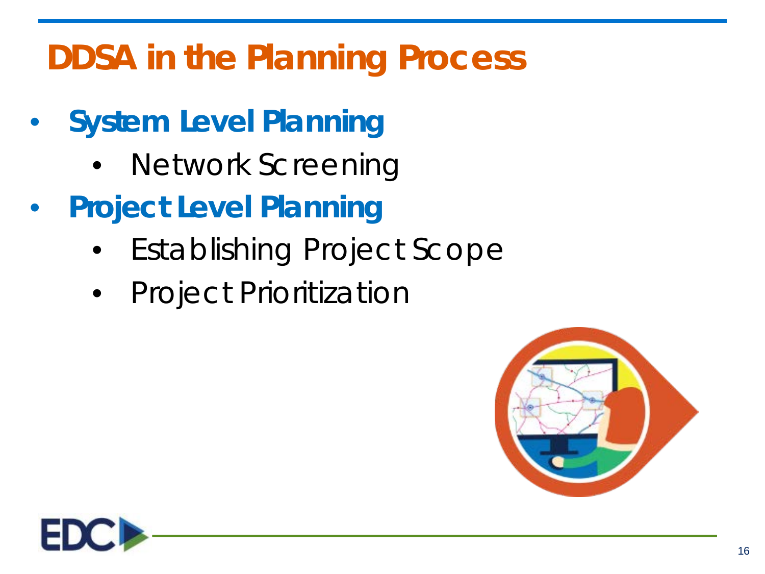# DDSA in the Planning Process

- **System Level Planning**
  - Network Screening
- **Project Level Planning**
  - Establishing Project Scope
  - Project Prioritization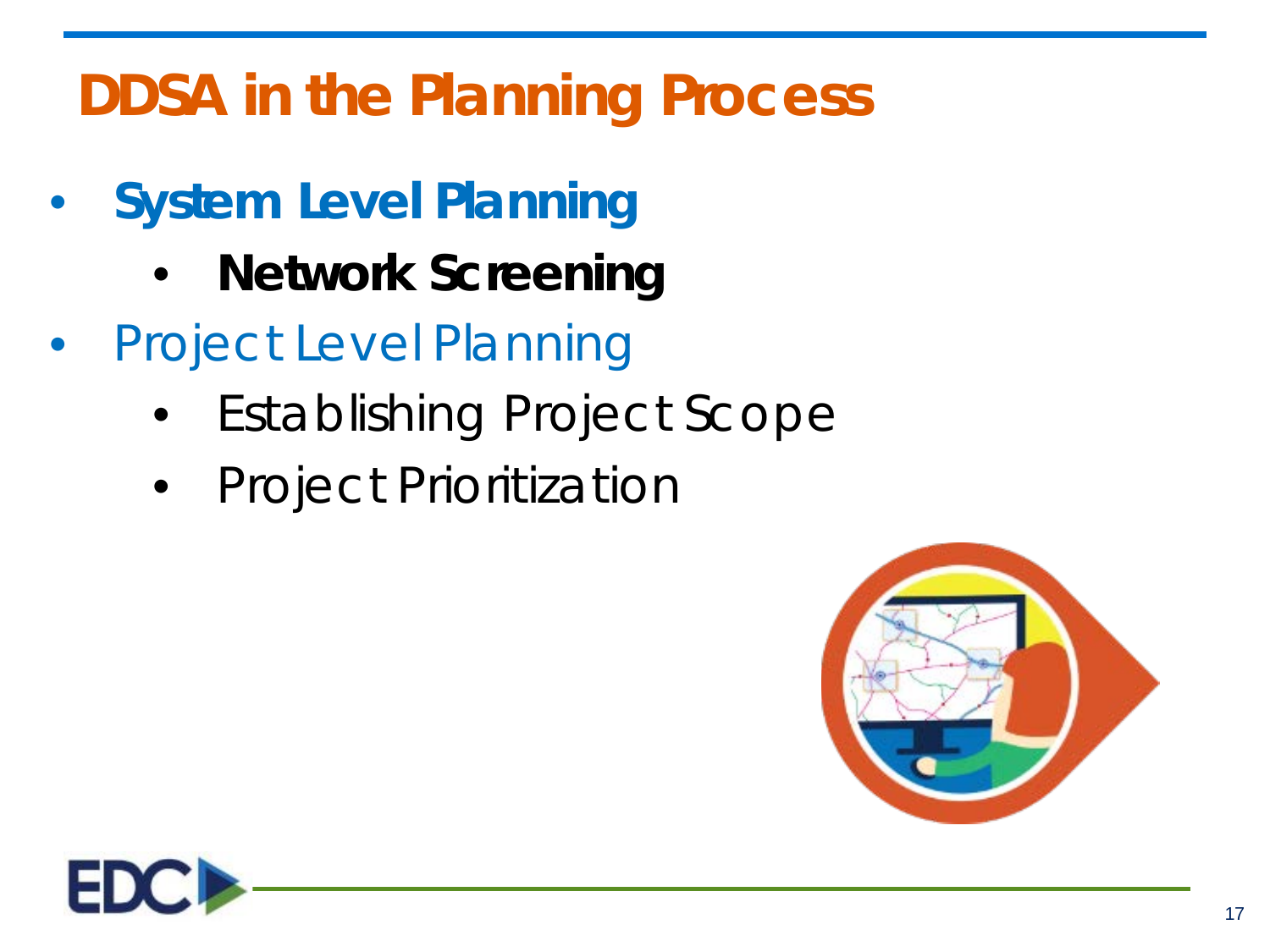# DDSA in the Planning Process

- **System Level Planning**
  - **Network Screening**
- Project Level Planning
  - Establishing Project Scope
  - Project Prioritization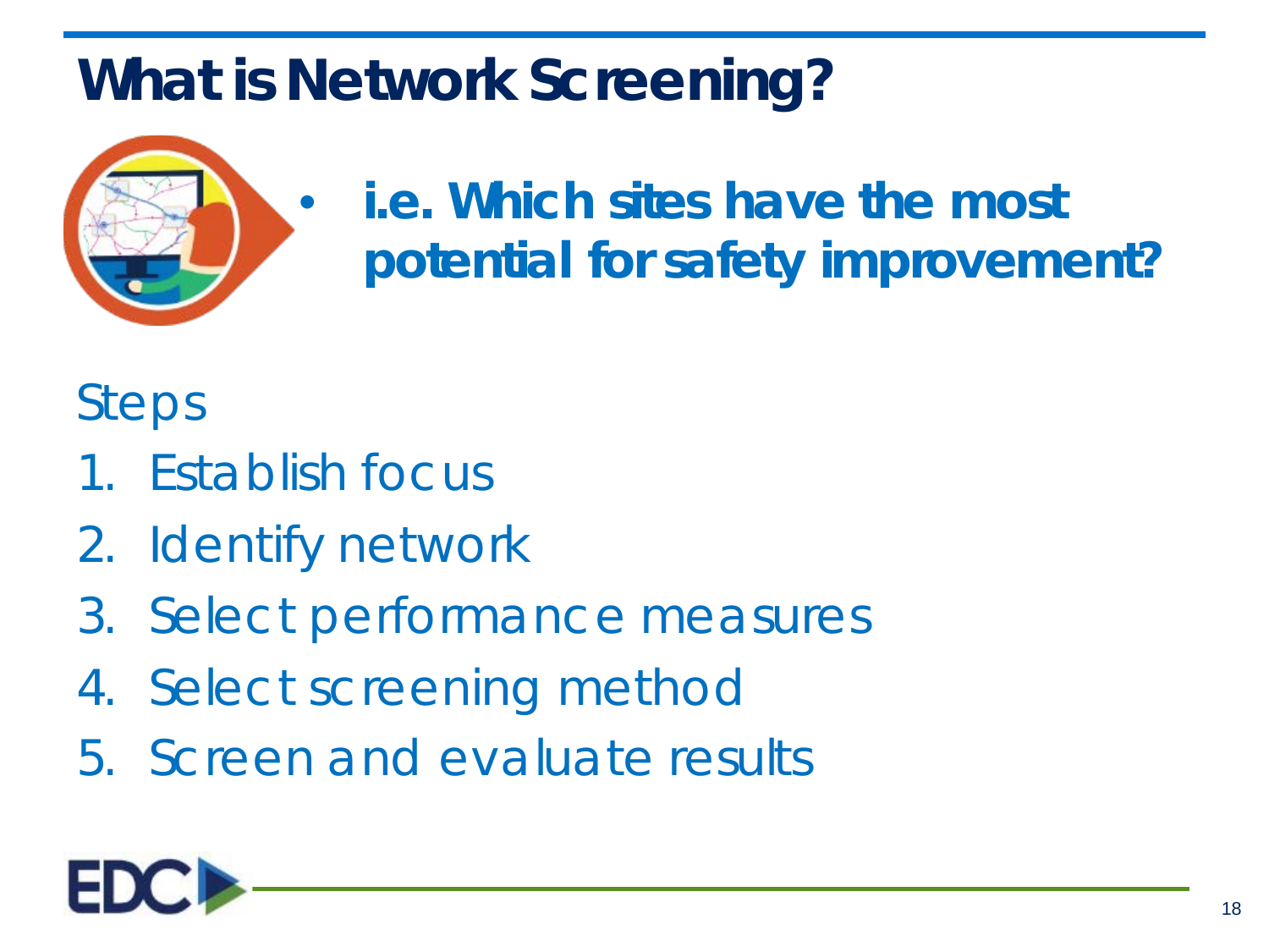# What is Network Screening?

- **i.e. Which sites have the most potential for safety improvement?**

Steps

1. Establish focus
2. Identify network
3. Select performance measures
4. Select screening method
5. Screen and evaluate results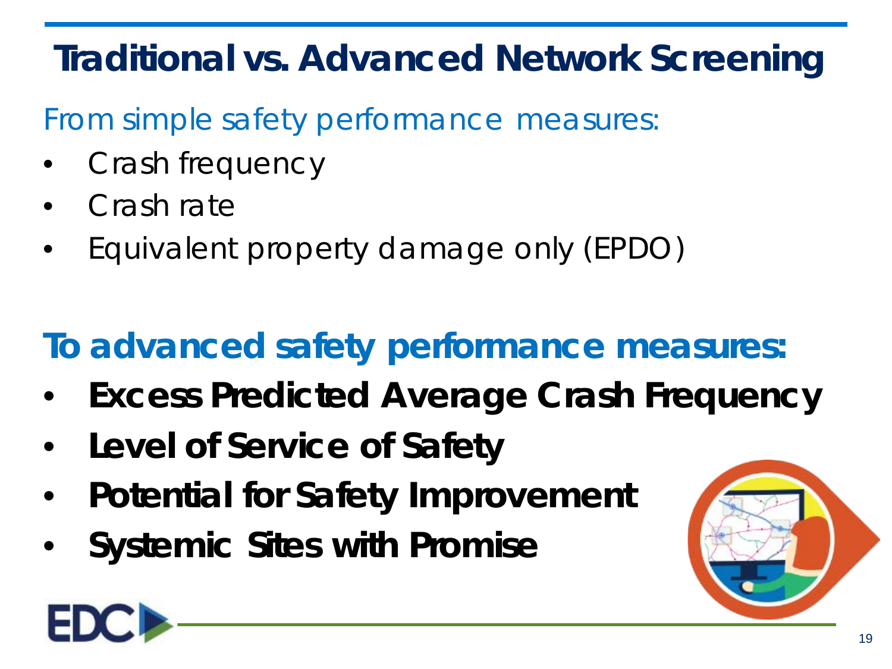# Traditional vs. Advanced Network Screening

From simple safety performance measures:

- Crash frequency
- Crash rate
- Equivalent property damage only (EPDO)

**To advanced safety performance measures:**

- **Excess Predicted Average Crash Frequency**
- **Level of Service of Safety**
- **Potential for Safety Improvement**
- **Systemic Sites with Promise**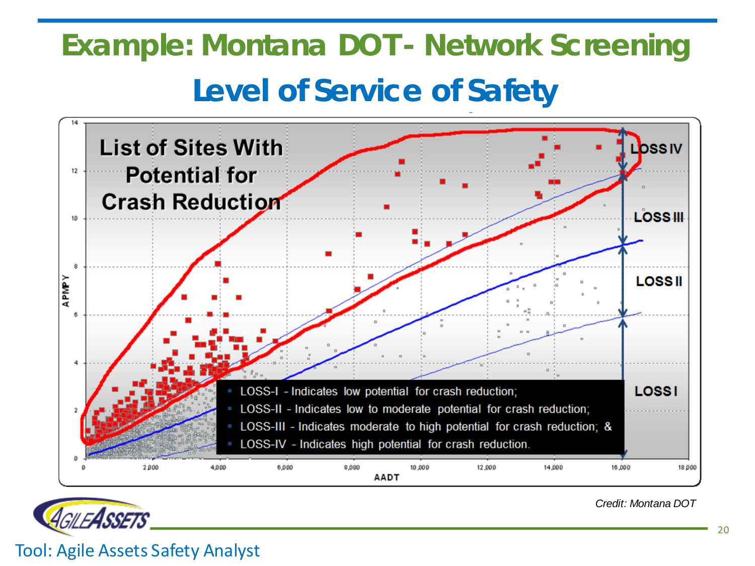# Example: Montana DOT- Network Screening

## Level of Service of Safety

List of Sites With Potential for Crash Reduction

- LOSS-I - Indicates low potential for crash reduction;
- LOSS-II - Indicates low to moderate potential for crash reduction;
- LOSS-III - Indicates moderate to high potential for crash reduction; &
- LOSS-IV - Indicates high potential for crash reduction.

*Credit: Montana DOT*

Tool: Agile Assets Safety Analyst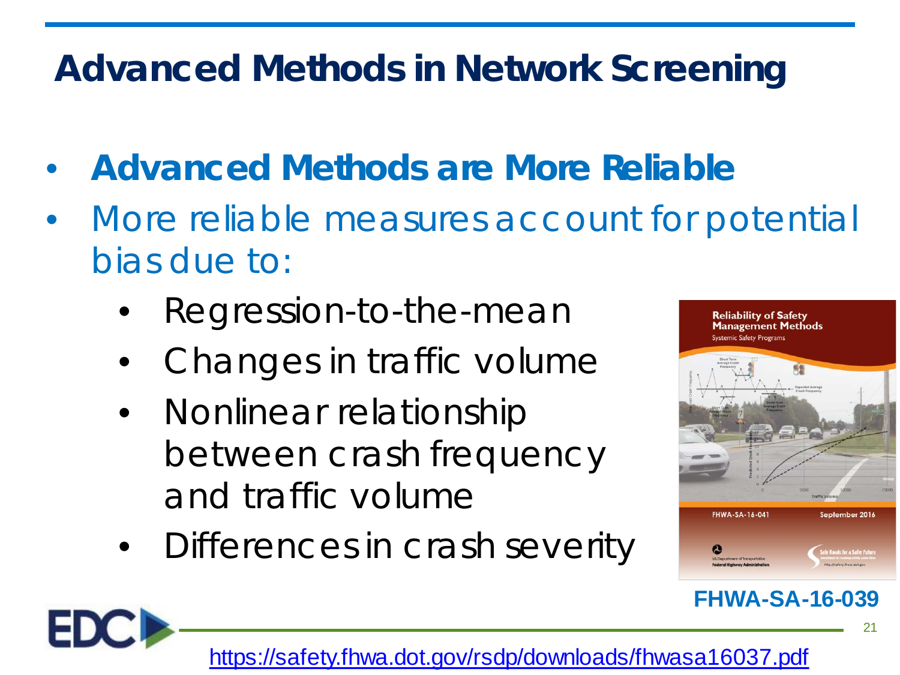# Advanced Methods in Network Screening

- **Advanced Methods are More Reliable**
- More reliable measures account for potential bias due to:
  - Regression-to-the-mean
  - Changes in traffic volume
  - Nonlinear relationship between crash frequency and traffic volume
  - Differences in crash severity

**FHWA-SA-16-039**

https://safety.fhwa.dot.gov/rsdp/downloads/fhwasa16037.pdf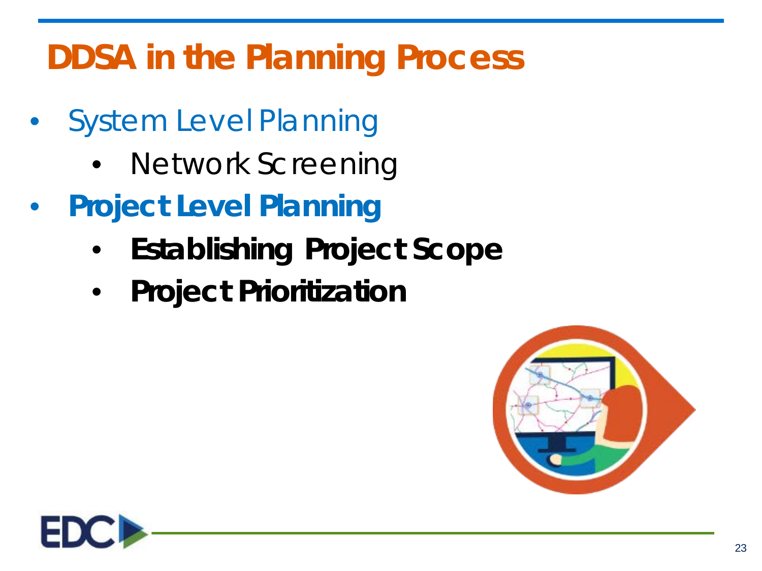# DDSA in the Planning Process

- System Level Planning
  - Network Screening
- **Project Level Planning**
  - **Establishing Project Scope**
  - **Project Prioritization**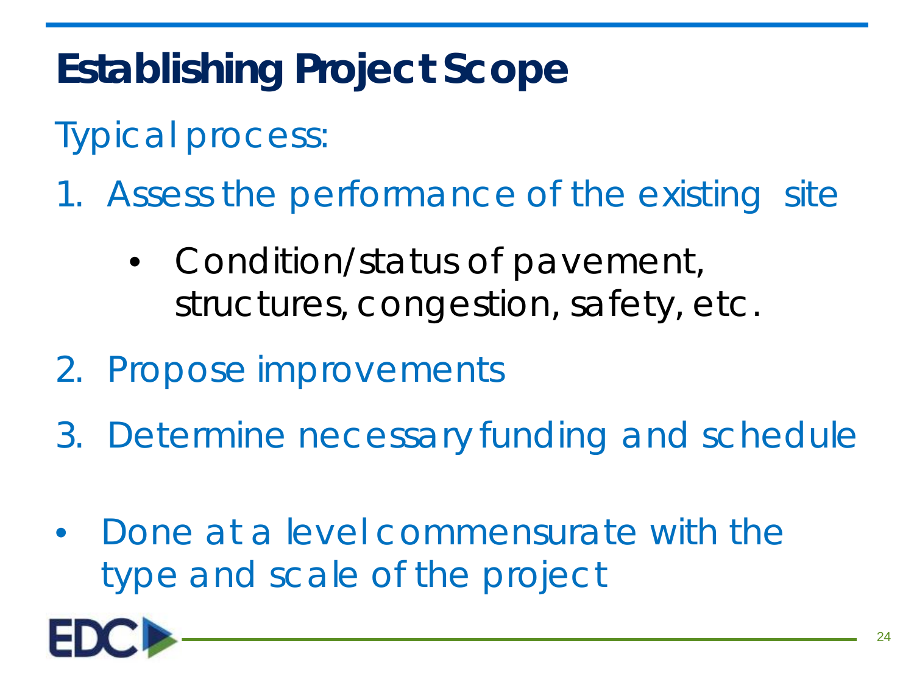# Establishing Project Scope

Typical process:

1. Assess the performance of the existing site
   - Condition/status of pavement, structures, congestion, safety, etc.
2. Propose improvements
3. Determine necessary funding and schedule

- Done at a level commensurate with the type and scale of the project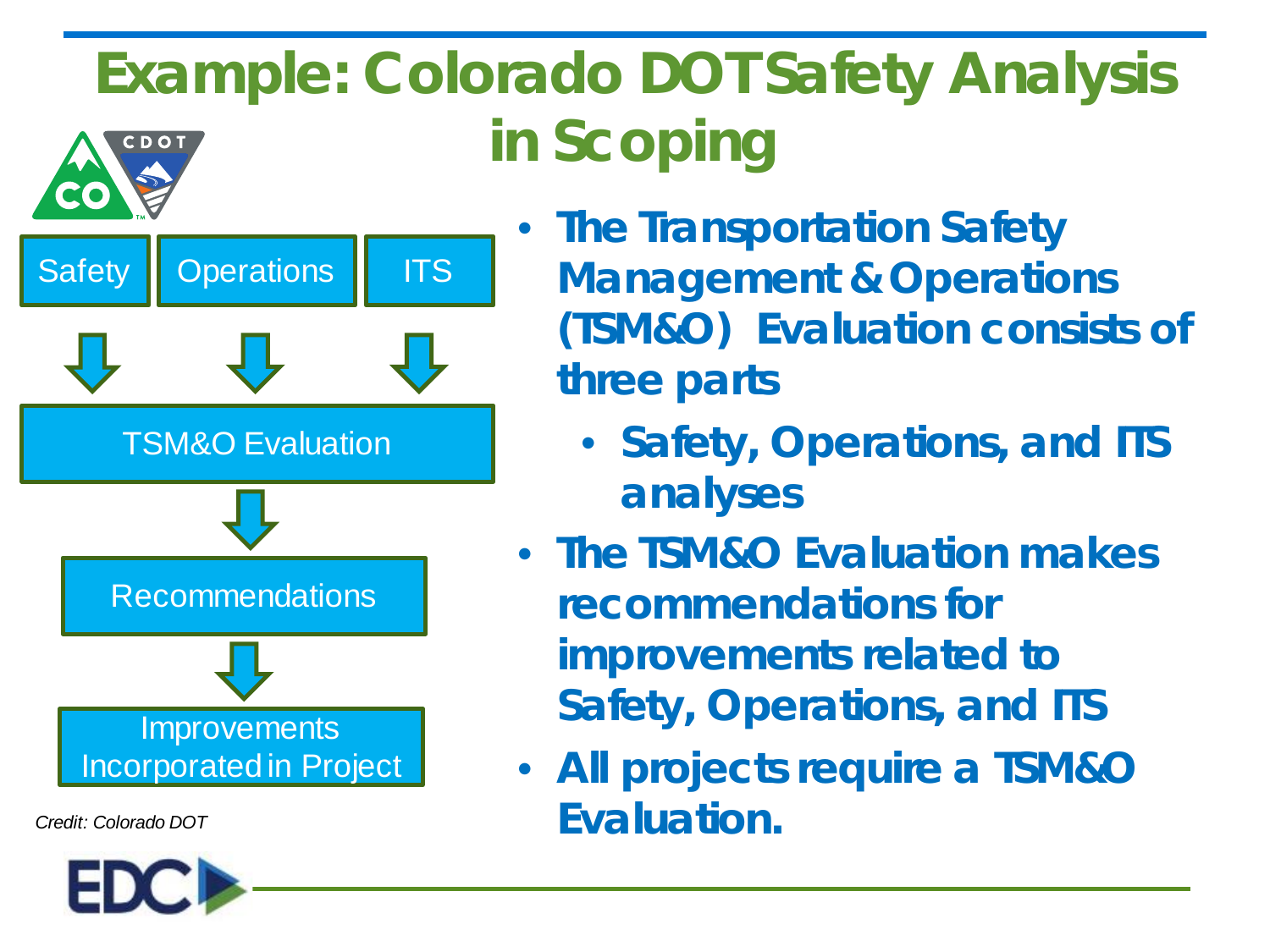# Example: Colorado DOT Safety Analysis in Scoping

Safety → Operations → ITS

TSM&O Evaluation

Recommendations

Improvements Incorporated in Project

*Credit: Colorado DOT*

- **The Transportation Safety Management & Operations (TSM&O) Evaluation consists of three parts**
  - **Safety, Operations, and ITS analyses**
- **The TSM&O Evaluation makes recommendations for improvements related to Safety, Operations, and ITS**
- **All projects require a TSM&O Evaluation.**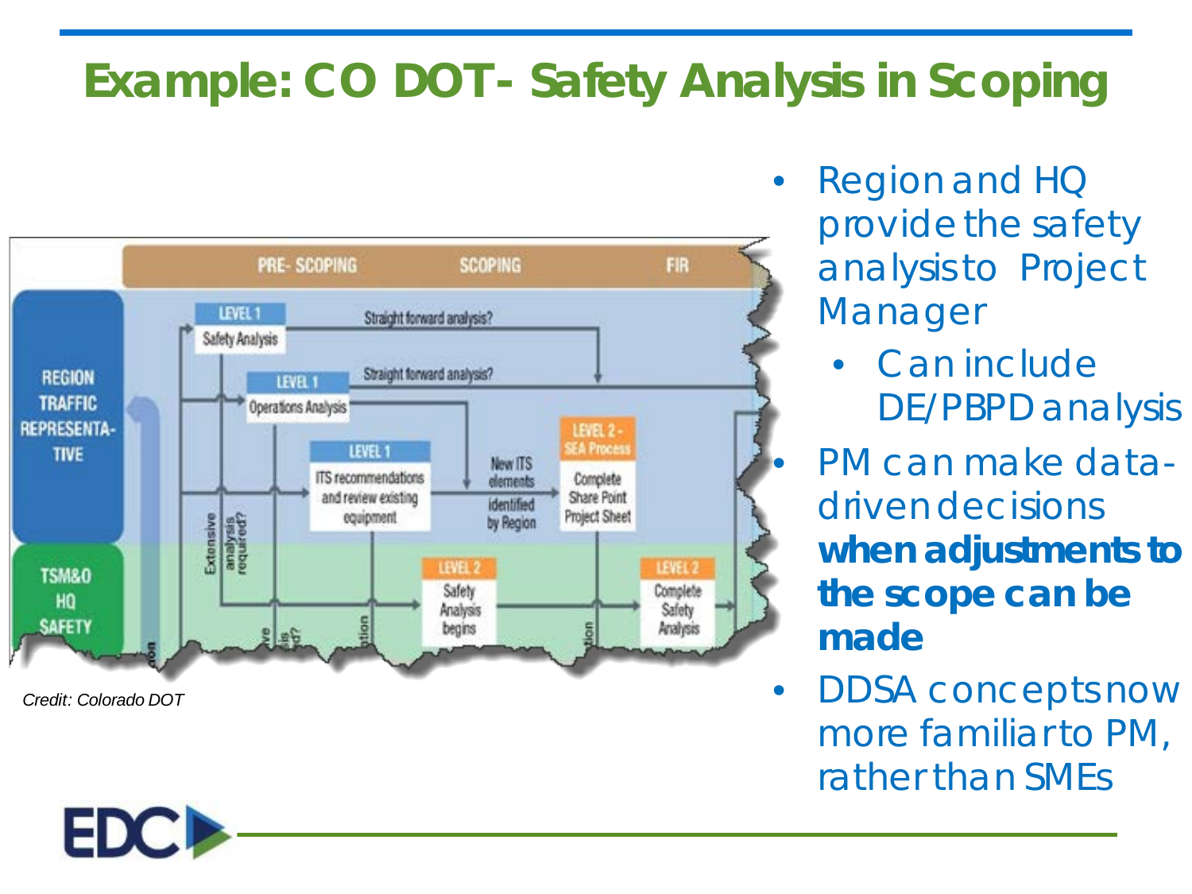# Example: CO DOT- Safety Analysis in Scoping

Credit: Colorado DOT

- Region and HQ provide the safety analysis to Project Manager
  - Can include DE/PBPD analysis
- PM can make data-driven decisions **when adjustments to the scope can be made**
- DDSA concepts now more familiar to PM, rather than SMEs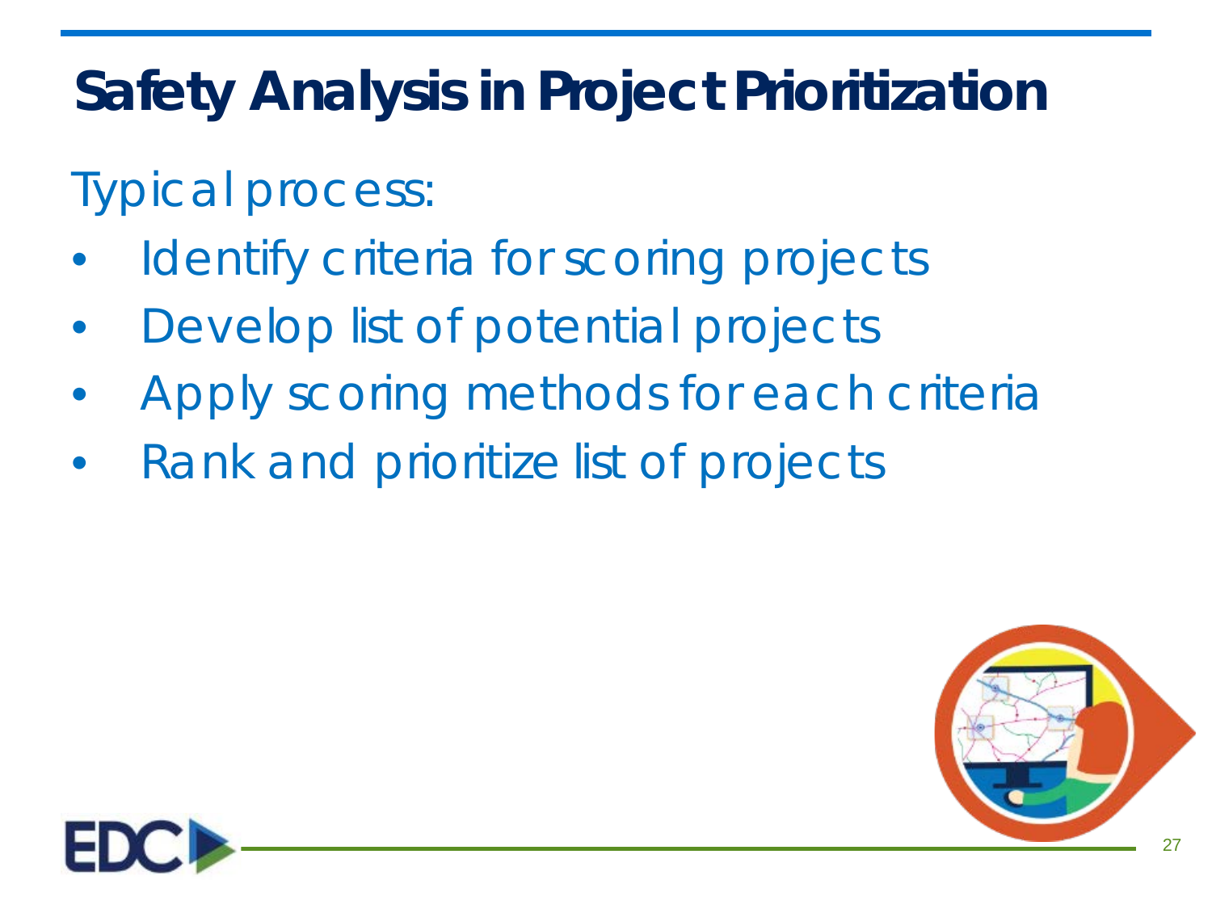# Safety Analysis in Project Prioritization

Typical process:

- Identify criteria for scoring projects
- Develop list of potential projects
- Apply scoring methods for each criteria
- Rank and prioritize list of projects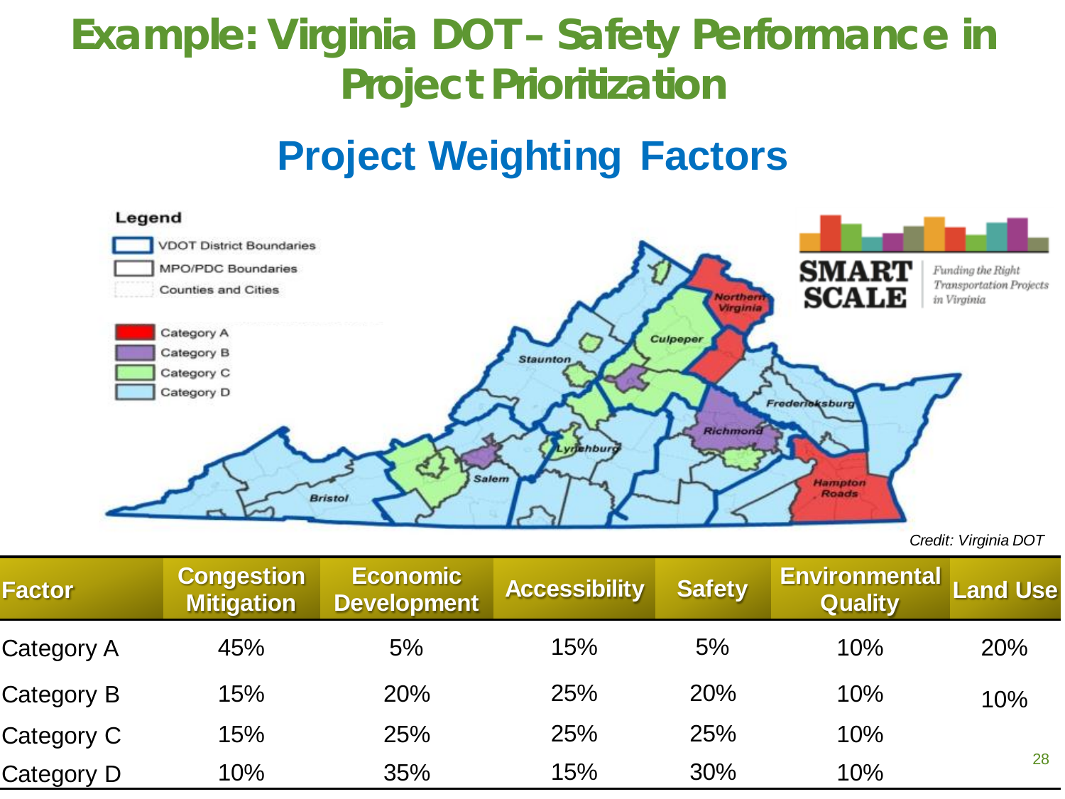# Example: Virginia DOT – Safety Performance in Project Prioritization

## Project Weighting Factors

Legend

- VDOT District Boundaries
- MPO/PDC Boundaries
- Counties and Cities
- Category A
- Category B
- Category C
- Category D

SMART SCALE — Funding the Right Transportation Projects in Virginia

*Credit: Virginia DOT*

| Factor | Congestion Mitigation | Economic Development | Accessibility | Safety | Environmental Quality | Land Use |
|---|---|---|---|---|---|---|
| Category A | 45% | 5% | 15% | 5% | 10% | 20% |
| Category B | 15% | 20% | 25% | 20% | 10% | 10% |
| Category C | 15% | 25% | 25% | 25% | 10% | |
| Category D | 10% | 35% | 15% | 30% | 10% | |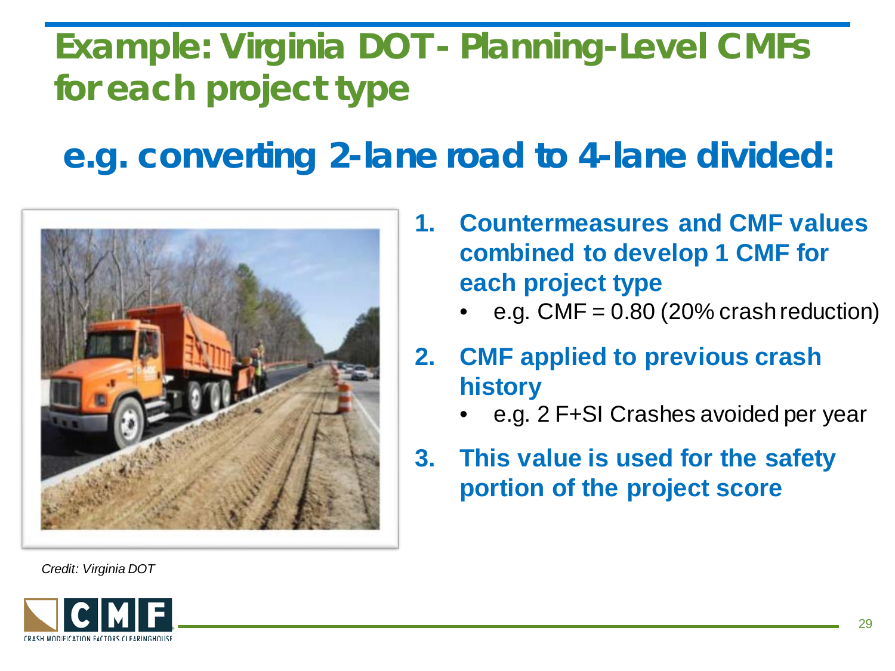# Example: Virginia DOT - Planning-Level CMFs for each project type

## e.g. converting 2-lane road to 4-lane divided:

1. **Countermeasures and CMF values combined to develop 1 CMF for each project type**
   - e.g. CMF = 0.80 (20% crash reduction)
2. **CMF applied to previous crash history**
   - e.g. 2 F+SI Crashes avoided per year
3. **This value is used for the safety portion of the project score**

*Credit: Virginia DOT*